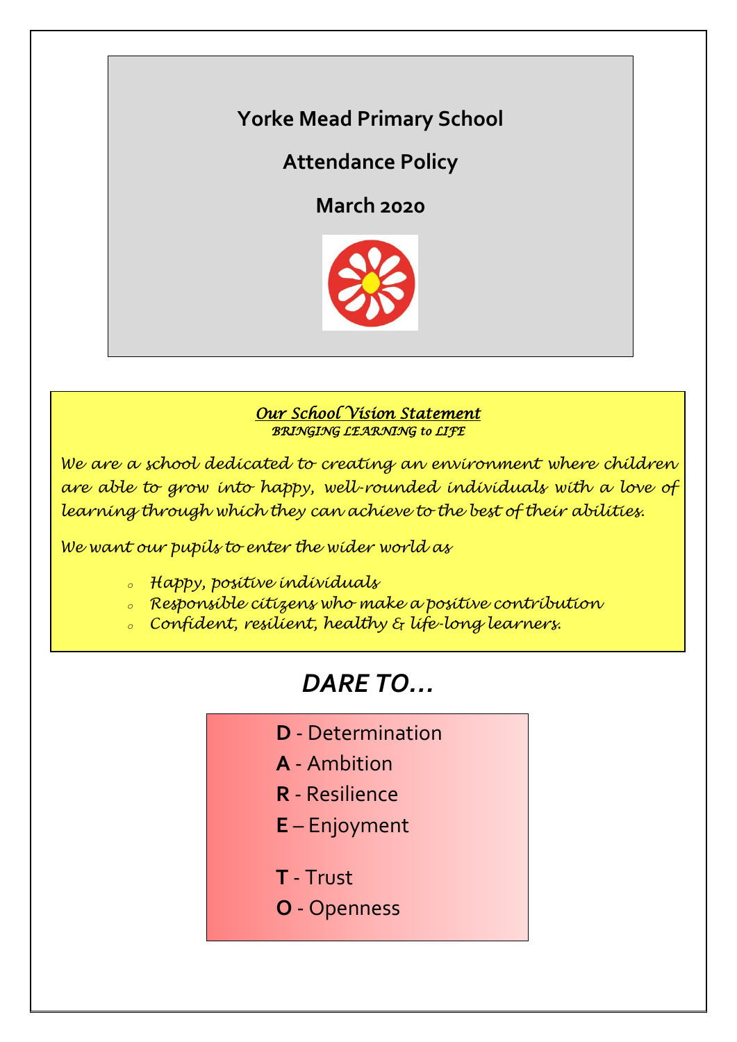# Yorke Mead Primary School

## Attendance Policy

## March 2020

***Our School Vision Statement***

***BRINGING LEARNING to LIFE***

*We are a school dedicated to creating an environment where children are able to grow into happy, well-rounded individuals with a love of learning through which they can achieve to the best of their abilities.*

*We want our pupils to enter the wider world as*

- *Happy, positive individuals*
- *Responsible citizens who make a positive contribution*
- *Confident, resilient, healthy & life-long learners.*

## *DARE TO…*

**D** - Determination

**A** - Ambition

**R** - Resilience

**E** – Enjoyment

**T** - Trust

**O** - Openness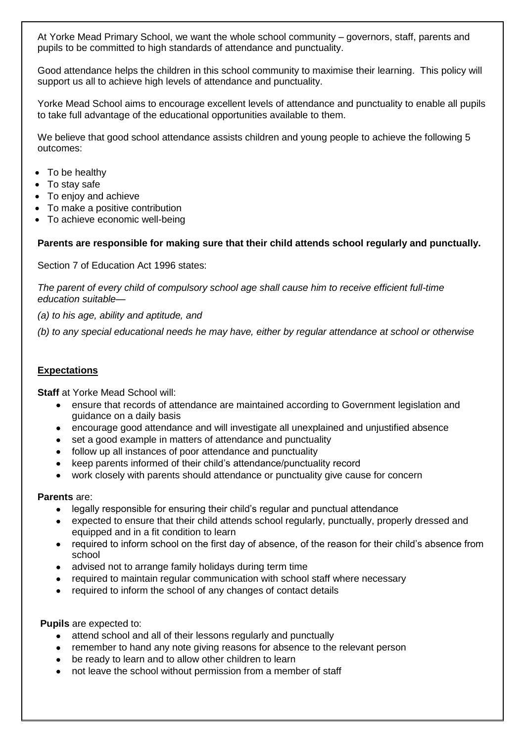At Yorke Mead Primary School, we want the whole school community – governors, staff, parents and pupils to be committed to high standards of attendance and punctuality.

Good attendance helps the children in this school community to maximise their learning. This policy will support us all to achieve high levels of attendance and punctuality.

Yorke Mead School aims to encourage excellent levels of attendance and punctuality to enable all pupils to take full advantage of the educational opportunities available to them.

We believe that good school attendance assists children and young people to achieve the following 5 outcomes:

- To be healthy
- To stay safe
- To enjoy and achieve
- To make a positive contribution
- To achieve economic well-being

**Parents are responsible for making sure that their child attends school regularly and punctually.**

Section 7 of Education Act 1996 states:

*The parent of every child of compulsory school age shall cause him to receive efficient full-time education suitable—*

*(a) to his age, ability and aptitude, and*

*(b) to any special educational needs he may have, either by regular attendance at school or otherwise*

## Expectations

**Staff** at Yorke Mead School will:

- ensure that records of attendance are maintained according to Government legislation and guidance on a daily basis
- encourage good attendance and will investigate all unexplained and unjustified absence
- set a good example in matters of attendance and punctuality
- follow up all instances of poor attendance and punctuality
- keep parents informed of their child's attendance/punctuality record
- work closely with parents should attendance or punctuality give cause for concern

**Parents** are:

- legally responsible for ensuring their child's regular and punctual attendance
- expected to ensure that their child attends school regularly, punctually, properly dressed and equipped and in a fit condition to learn
- required to inform school on the first day of absence, of the reason for their child's absence from school
- advised not to arrange family holidays during term time
- required to maintain regular communication with school staff where necessary
- required to inform the school of any changes of contact details

**Pupils** are expected to:

- attend school and all of their lessons regularly and punctually
- remember to hand any note giving reasons for absence to the relevant person
- be ready to learn and to allow other children to learn
- not leave the school without permission from a member of staff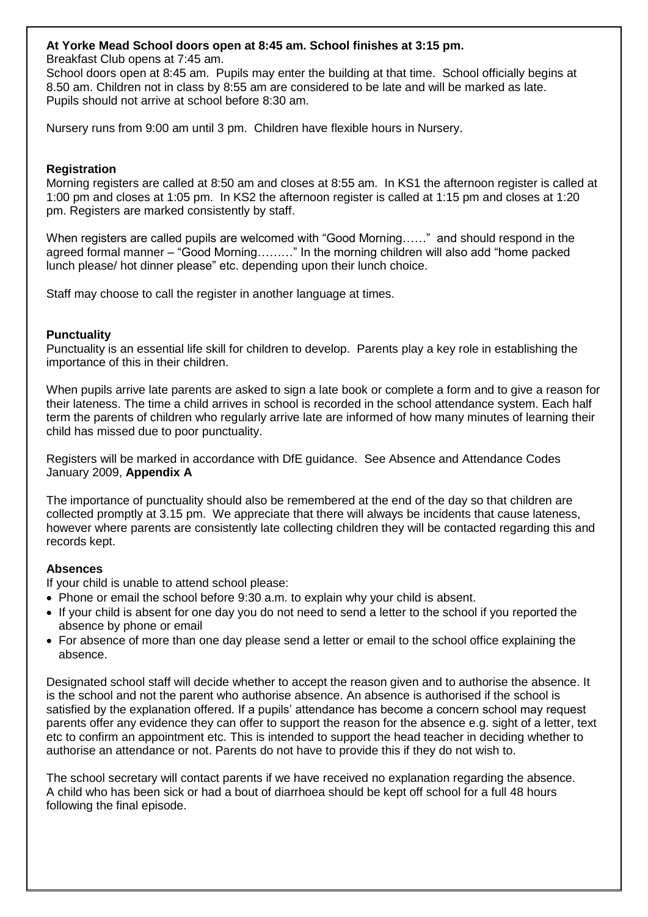**At Yorke Mead School doors open at 8:45 am. School finishes at 3:15 pm.**

Breakfast Club opens at 7:45 am.

School doors open at 8:45 am. Pupils may enter the building at that time. School officially begins at 8.50 am. Children not in class by 8:55 am are considered to be late and will be marked as late. Pupils should not arrive at school before 8:30 am.

Nursery runs from 9:00 am until 3 pm. Children have flexible hours in Nursery.

**Registration**

Morning registers are called at 8:50 am and closes at 8:55 am. In KS1 the afternoon register is called at 1:00 pm and closes at 1:05 pm. In KS2 the afternoon register is called at 1:15 pm and closes at 1:20 pm. Registers are marked consistently by staff.

When registers are called pupils are welcomed with "Good Morning……" and should respond in the agreed formal manner – "Good Morning………" In the morning children will also add "home packed lunch please/ hot dinner please" etc. depending upon their lunch choice.

Staff may choose to call the register in another language at times.

**Punctuality**

Punctuality is an essential life skill for children to develop. Parents play a key role in establishing the importance of this in their children.

When pupils arrive late parents are asked to sign a late book or complete a form and to give a reason for their lateness. The time a child arrives in school is recorded in the school attendance system. Each half term the parents of children who regularly arrive late are informed of how many minutes of learning their child has missed due to poor punctuality.

Registers will be marked in accordance with DfE guidance. See Absence and Attendance Codes January 2009, **Appendix A**

The importance of punctuality should also be remembered at the end of the day so that children are collected promptly at 3.15 pm. We appreciate that there will always be incidents that cause lateness, however where parents are consistently late collecting children they will be contacted regarding this and records kept.

**Absences**

If your child is unable to attend school please:

- Phone or email the school before 9:30 a.m. to explain why your child is absent.
- If your child is absent for one day you do not need to send a letter to the school if you reported the absence by phone or email
- For absence of more than one day please send a letter or email to the school office explaining the absence.

Designated school staff will decide whether to accept the reason given and to authorise the absence. It is the school and not the parent who authorise absence. An absence is authorised if the school is satisfied by the explanation offered. If a pupils' attendance has become a concern school may request parents offer any evidence they can offer to support the reason for the absence e.g. sight of a letter, text etc to confirm an appointment etc. This is intended to support the head teacher in deciding whether to authorise an attendance or not. Parents do not have to provide this if they do not wish to.

The school secretary will contact parents if we have received no explanation regarding the absence. A child who has been sick or had a bout of diarrhoea should be kept off school for a full 48 hours following the final episode.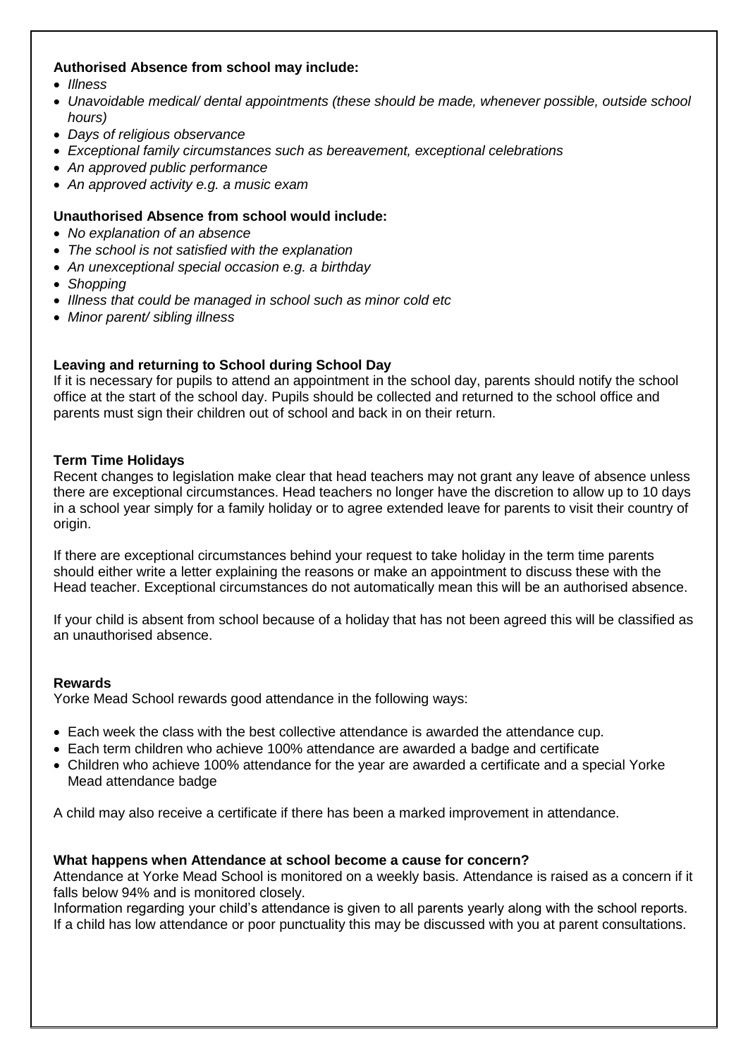**Authorised Absence from school may include:**

- *Illness*
- *Unavoidable medical/ dental appointments (these should be made, whenever possible, outside school hours)*
- *Days of religious observance*
- *Exceptional family circumstances such as bereavement, exceptional celebrations*
- *An approved public performance*
- *An approved activity e.g. a music exam*

**Unauthorised Absence from school would include:**

- *No explanation of an absence*
- *The school is not satisfied with the explanation*
- *An unexceptional special occasion e.g. a birthday*
- *Shopping*
- *Illness that could be managed in school such as minor cold etc*
- *Minor parent/ sibling illness*

**Leaving and returning to School during School Day**

If it is necessary for pupils to attend an appointment in the school day, parents should notify the school office at the start of the school day. Pupils should be collected and returned to the school office and parents must sign their children out of school and back in on their return.

**Term Time Holidays**

Recent changes to legislation make clear that head teachers may not grant any leave of absence unless there are exceptional circumstances. Head teachers no longer have the discretion to allow up to 10 days in a school year simply for a family holiday or to agree extended leave for parents to visit their country of origin.

If there are exceptional circumstances behind your request to take holiday in the term time parents should either write a letter explaining the reasons or make an appointment to discuss these with the Head teacher. Exceptional circumstances do not automatically mean this will be an authorised absence.

If your child is absent from school because of a holiday that has not been agreed this will be classified as an unauthorised absence.

**Rewards**

Yorke Mead School rewards good attendance in the following ways:

- Each week the class with the best collective attendance is awarded the attendance cup.
- Each term children who achieve 100% attendance are awarded a badge and certificate
- Children who achieve 100% attendance for the year are awarded a certificate and a special Yorke Mead attendance badge

A child may also receive a certificate if there has been a marked improvement in attendance.

**What happens when Attendance at school become a cause for concern?**

Attendance at Yorke Mead School is monitored on a weekly basis. Attendance is raised as a concern if it falls below 94% and is monitored closely.

Information regarding your child's attendance is given to all parents yearly along with the school reports. If a child has low attendance or poor punctuality this may be discussed with you at parent consultations.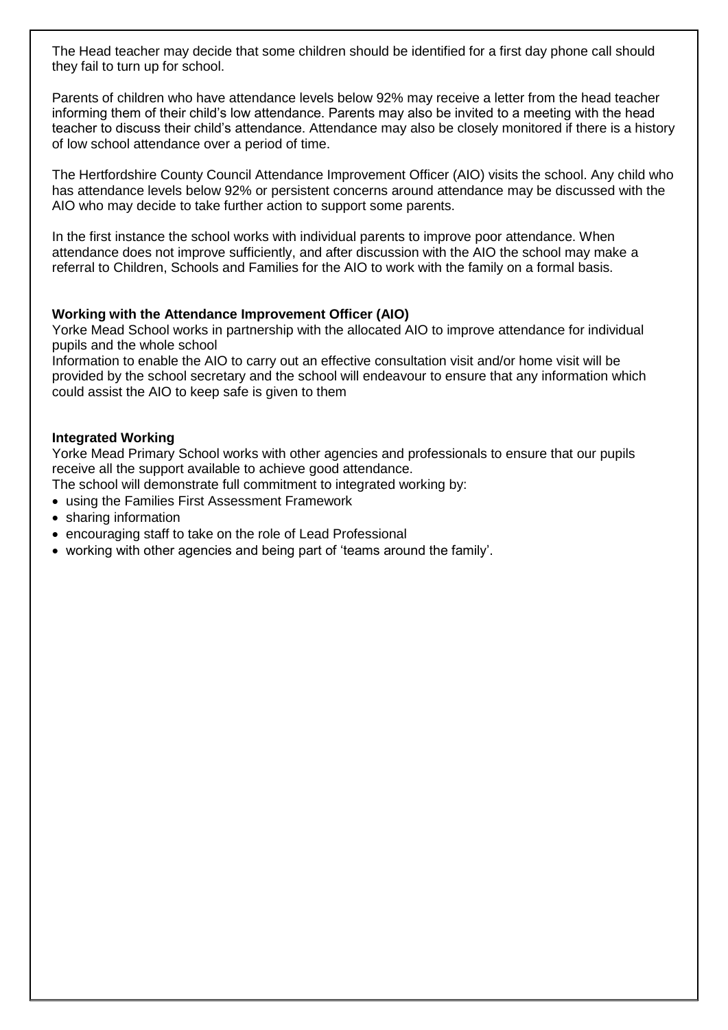The Head teacher may decide that some children should be identified for a first day phone call should they fail to turn up for school.

Parents of children who have attendance levels below 92% may receive a letter from the head teacher informing them of their child's low attendance. Parents may also be invited to a meeting with the head teacher to discuss their child's attendance. Attendance may also be closely monitored if there is a history of low school attendance over a period of time.

The Hertfordshire County Council Attendance Improvement Officer (AIO) visits the school. Any child who has attendance levels below 92% or persistent concerns around attendance may be discussed with the AIO who may decide to take further action to support some parents.

In the first instance the school works with individual parents to improve poor attendance. When attendance does not improve sufficiently, and after discussion with the AIO the school may make a referral to Children, Schools and Families for the AIO to work with the family on a formal basis.

**Working with the Attendance Improvement Officer (AIO)**

Yorke Mead School works in partnership with the allocated AIO to improve attendance for individual pupils and the whole school

Information to enable the AIO to carry out an effective consultation visit and/or home visit will be provided by the school secretary and the school will endeavour to ensure that any information which could assist the AIO to keep safe is given to them

**Integrated Working**

Yorke Mead Primary School works with other agencies and professionals to ensure that our pupils receive all the support available to achieve good attendance.

The school will demonstrate full commitment to integrated working by:

- using the Families First Assessment Framework
- sharing information
- encouraging staff to take on the role of Lead Professional
- working with other agencies and being part of 'teams around the family'.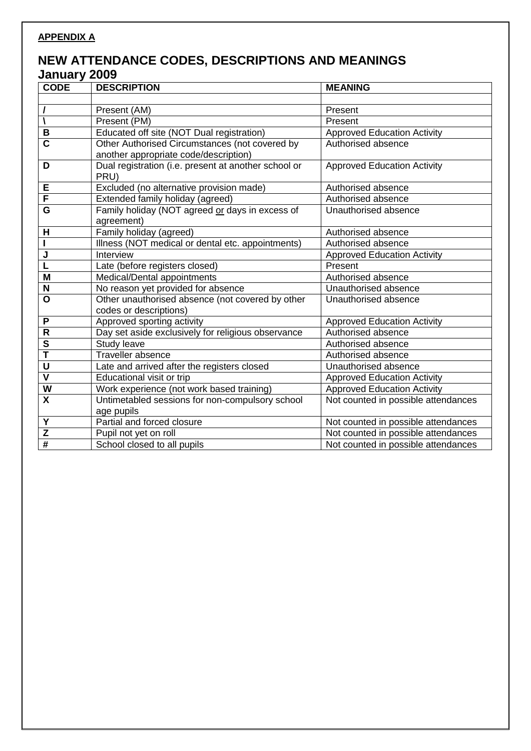**APPENDIX A**

## NEW ATTENDANCE CODES, DESCRIPTIONS AND MEANINGS
## January 2009

| CODE | DESCRIPTION | MEANING |
|---|---|---|
| | | |
| / | Present (AM) | Present |
| \ | Present (PM) | Present |
| B | Educated off site (NOT Dual registration) | Approved Education Activity |
| C | Other Authorised Circumstances (not covered by another appropriate code/description) | Authorised absence |
| D | Dual registration (i.e. present at another school or PRU) | Approved Education Activity |
| E | Excluded (no alternative provision made) | Authorised absence |
| F | Extended family holiday (agreed) | Authorised absence |
| G | Family holiday (NOT agreed or days in excess of agreement) | Unauthorised absence |
| H | Family holiday (agreed) | Authorised absence |
| I | Illness (NOT medical or dental etc. appointments) | Authorised absence |
| J | Interview | Approved Education Activity |
| L | Late (before registers closed) | Present |
| M | Medical/Dental appointments | Authorised absence |
| N | No reason yet provided for absence | Unauthorised absence |
| O | Other unauthorised absence (not covered by other codes or descriptions) | Unauthorised absence |
| P | Approved sporting activity | Approved Education Activity |
| R | Day set aside exclusively for religious observance | Authorised absence |
| S | Study leave | Authorised absence |
| T | Traveller absence | Authorised absence |
| U | Late and arrived after the registers closed | Unauthorised absence |
| V | Educational visit or trip | Approved Education Activity |
| W | Work experience (not work based training) | Approved Education Activity |
| X | Untimetabled sessions for non-compulsory school age pupils | Not counted in possible attendances |
| Y | Partial and forced closure | Not counted in possible attendances |
| Z | Pupil not yet on roll | Not counted in possible attendances |
| # | School closed to all pupils | Not counted in possible attendances |